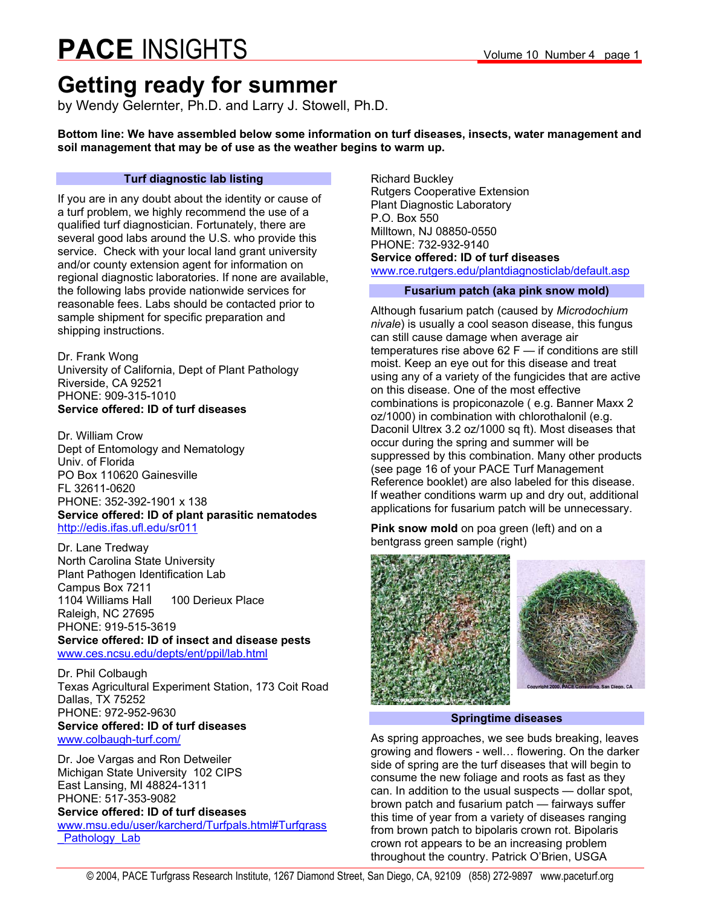# PACE INSIGHTS

## Getting ready for summer

by Wendy Gelernter, Ph.D. and Larry J. Stowell, Ph.D.

**Bottom line: We have assembled below some information on turf diseases, insects, water management and soil management that may be of use as the weather begins to warm up.**

### Turf diagnostic lab listing

If you are in any doubt about the identity or cause of a turf problem, we highly recommend the use of a qualified turf diagnostician. Fortunately, there are several good labs around the U.S. who provide this service. Check with your local land grant university and/or county extension agent for information on regional diagnostic laboratories. If none are available, the following labs provide nationwide services for reasonable fees. Labs should be contacted prior to sample shipment for specific preparation and shipping instructions.

Dr. Frank Wong
University of California, Dept of Plant Pathology
Riverside, CA 92521
PHONE: 909-315-1010
**Service offered: ID of turf diseases**

Dr. William Crow
Dept of Entomology and Nematology
Univ. of Florida
PO Box 110620 Gainesville
FL 32611-0620
PHONE: 352-392-1901 x 138
**Service offered: ID of plant parasitic nematodes**
http://edis.ifas.ufl.edu/sr011

Dr. Lane Tredway
North Carolina State University
Plant Pathogen Identification Lab
Campus Box 7211
1104 Williams Hall 100 Derieux Place
Raleigh, NC 27695
PHONE: 919-515-3619
**Service offered: ID of insect and disease pests**
www.ces.ncsu.edu/depts/ent/ppil/lab.html

Dr. Phil Colbaugh
Texas Agricultural Experiment Station, 173 Coit Road
Dallas, TX 75252
PHONE: 972-952-9630
**Service offered: ID of turf diseases**
www.colbaugh-turf.com/

Dr. Joe Vargas and Ron Detweiler
Michigan State University 102 CIPS
East Lansing, MI 48824-1311
PHONE: 517-353-9082
**Service offered: ID of turf diseases**
www.msu.edu/user/karcherd/Turfpals.html#Turfgrass_Pathology_Lab

Richard Buckley
Rutgers Cooperative Extension
Plant Diagnostic Laboratory
P.O. Box 550
Milltown, NJ 08850-0550
PHONE: 732-932-9140
**Service offered: ID of turf diseases**
www.rce.rutgers.edu/plantdiagnosticlab/default.asp

### Fusarium patch (aka pink snow mold)

Although fusarium patch (caused by *Microdochium nivale*) is usually a cool season disease, this fungus can still cause damage when average air temperatures rise above 62 F — if conditions are still moist. Keep an eye out for this disease and treat using any of a variety of the fungicides that are active on this disease. One of the most effective combinations is propiconazole ( e.g. Banner Maxx 2 oz/1000) in combination with chlorothalonil (e.g. Daconil Ultrex 3.2 oz/1000 sq ft). Most diseases that occur during the spring and summer will be suppressed by this combination. Many other products (see page 16 of your PACE Turf Management Reference booklet) are also labeled for this disease. If weather conditions warm up and dry out, additional applications for fusarium patch will be unnecessary.

**Pink snow mold** on poa green (left) and on a bentgrass green sample (right)

### Springtime diseases

As spring approaches, we see buds breaking, leaves growing and flowers - well… flowering. On the darker side of spring are the turf diseases that will begin to consume the new foliage and roots as fast as they can. In addition to the usual suspects — dollar spot, brown patch and fusarium patch — fairways suffer this time of year from a variety of diseases ranging from brown patch to bipolaris crown rot. Bipolaris crown rot appears to be an increasing problem throughout the country. Patrick O'Brien, USGA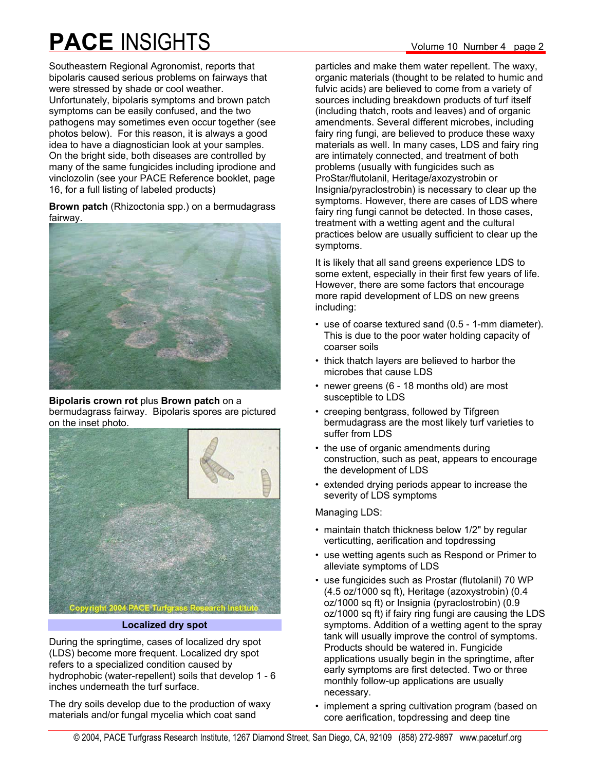Southeastern Regional Agronomist, reports that bipolaris caused serious problems on fairways that were stressed by shade or cool weather. Unfortunately, bipolaris symptoms and brown patch symptoms can be easily confused, and the two pathogens may sometimes even occur together (see photos below). For this reason, it is always a good idea to have a diagnostician look at your samples. On the bright side, both diseases are controlled by many of the same fungicides including iprodione and vinclozolin (see your PACE Reference booklet, page 16, for a full listing of labeled products)

**Brown patch** (Rhizoctonia spp.) on a bermudagrass fairway.

**Bipolaris crown rot** plus **Brown patch** on a bermudagrass fairway. Bipolaris spores are pictured on the inset photo.

Copyright 2004 PACE Turfgrass Research Institute

## Localized dry spot

During the springtime, cases of localized dry spot (LDS) become more frequent. Localized dry spot refers to a specialized condition caused by hydrophobic (water-repellent) soils that develop 1 - 6 inches underneath the turf surface.

The dry soils develop due to the production of waxy materials and/or fungal mycelia which coat sand particles and make them water repellent. The waxy, organic materials (thought to be related to humic and fulvic acids) are believed to come from a variety of sources including breakdown products of turf itself (including thatch, roots and leaves) and of organic amendments. Several different microbes, including fairy ring fungi, are believed to produce these waxy materials as well. In many cases, LDS and fairy ring are intimately connected, and treatment of both problems (usually with fungicides such as ProStar/flutolanil, Heritage/azoxystrobin or Insignia/pyraclostrobin) is necessary to clear up the symptoms. However, there are cases of LDS where fairy ring fungi cannot be detected. In those cases, treatment with a wetting agent and the cultural practices below are usually sufficient to clear up the symptoms.

It is likely that all sand greens experience LDS to some extent, especially in their first few years of life. However, there are some factors that encourage more rapid development of LDS on new greens including:

- use of coarse textured sand (0.5 - 1-mm diameter). This is due to the poor water holding capacity of coarser soils
- thick thatch layers are believed to harbor the microbes that cause LDS
- newer greens (6 - 18 months old) are most susceptible to LDS
- creeping bentgrass, followed by Tifgreen bermudagrass are the most likely turf varieties to suffer from LDS
- the use of organic amendments during construction, such as peat, appears to encourage the development of LDS
- extended drying periods appear to increase the severity of LDS symptoms

Managing LDS:

- maintain thatch thickness below 1/2" by regular verticutting, aerification and topdressing
- use wetting agents such as Respond or Primer to alleviate symptoms of LDS
- use fungicides such as Prostar (flutolanil) 70 WP (4.5 oz/1000 sq ft), Heritage (azoxystrobin) (0.4 oz/1000 sq ft) or Insignia (pyraclostrobin) (0.9 oz/1000 sq ft) if fairy ring fungi are causing the LDS symptoms. Addition of a wetting agent to the spray tank will usually improve the control of symptoms. Products should be watered in. Fungicide applications usually begin in the springtime, after early symptoms are first detected. Two or three monthly follow-up applications are usually necessary.
- implement a spring cultivation program (based on core aerification, topdressing and deep tine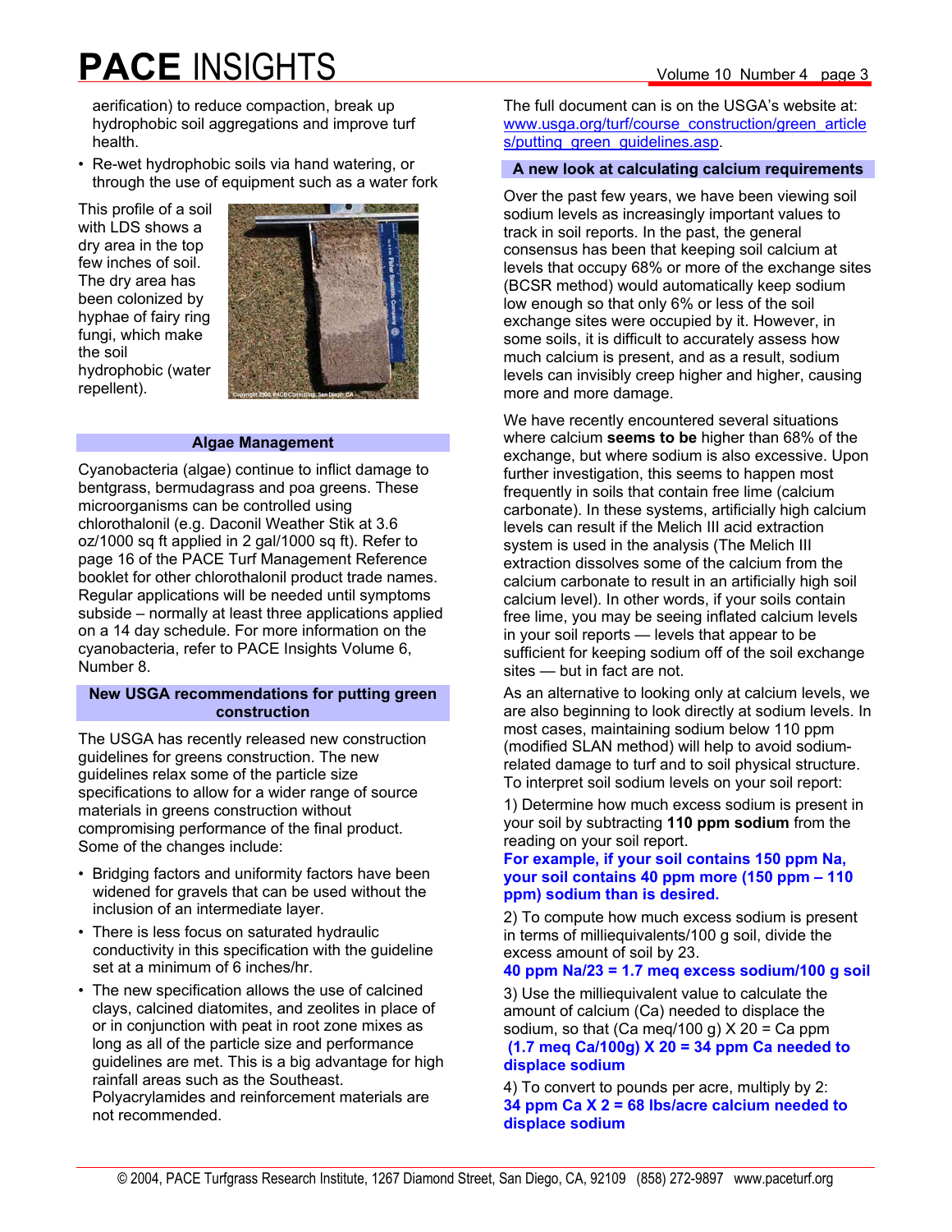aerification) to reduce compaction, break up hydrophobic soil aggregations and improve turf health.

- Re-wet hydrophobic soils via hand watering, or through the use of equipment such as a water fork

This profile of a soil with LDS shows a dry area in the top few inches of soil. The dry area has been colonized by hyphae of fairy ring fungi, which make the soil hydrophobic (water repellent).

## Algae Management

Cyanobacteria (algae) continue to inflict damage to bentgrass, bermudagrass and poa greens. These microorganisms can be controlled using chlorothalonil (e.g. Daconil Weather Stik at 3.6 oz/1000 sq ft applied in 2 gal/1000 sq ft). Refer to page 16 of the PACE Turf Management Reference booklet for other chlorothalonil product trade names. Regular applications will be needed until symptoms subside – normally at least three applications applied on a 14 day schedule. For more information on the cyanobacteria, refer to PACE Insights Volume 6, Number 8.

## New USGA recommendations for putting green construction

The USGA has recently released new construction guidelines for greens construction. The new guidelines relax some of the particle size specifications to allow for a wider range of source materials in greens construction without compromising performance of the final product. Some of the changes include:

- Bridging factors and uniformity factors have been widened for gravels that can be used without the inclusion of an intermediate layer.
- There is less focus on saturated hydraulic conductivity in this specification with the guideline set at a minimum of 6 inches/hr.
- The new specification allows the use of calcined clays, calcined diatomites, and zeolites in place of or in conjunction with peat in root zone mixes as long as all of the particle size and performance guidelines are met. This is a big advantage for high rainfall areas such as the Southeast. Polyacrylamides and reinforcement materials are not recommended.

The full document can is on the USGA's website at: www.usga.org/turf/course_construction/green_articles/putting_green_guidelines.asp.

## A new look at calculating calcium requirements

Over the past few years, we have been viewing soil sodium levels as increasingly important values to track in soil reports. In the past, the general consensus has been that keeping soil calcium at levels that occupy 68% or more of the exchange sites (BCSR method) would automatically keep sodium low enough so that only 6% or less of the soil exchange sites were occupied by it. However, in some soils, it is difficult to accurately assess how much calcium is present, and as a result, sodium levels can invisibly creep higher and higher, causing more and more damage.

We have recently encountered several situations where calcium **seems to be** higher than 68% of the exchange, but where sodium is also excessive. Upon further investigation, this seems to happen most frequently in soils that contain free lime (calcium carbonate). In these systems, artificially high calcium levels can result if the Melich III acid extraction system is used in the analysis (The Melich III extraction dissolves some of the calcium from the calcium carbonate to result in an artificially high soil calcium level). In other words, if your soils contain free lime, you may be seeing inflated calcium levels in your soil reports — levels that appear to be sufficient for keeping sodium off of the soil exchange sites — but in fact are not.

As an alternative to looking only at calcium levels, we are also beginning to look directly at sodium levels. In most cases, maintaining sodium below 110 ppm (modified SLAN method) will help to avoid sodium-related damage to turf and to soil physical structure. To interpret soil sodium levels on your soil report:

1) Determine how much excess sodium is present in your soil by subtracting **110 ppm sodium** from the reading on your soil report.

**For example, if your soil contains 150 ppm Na, your soil contains 40 ppm more (150 ppm – 110 ppm) sodium than is desired.**

2) To compute how much excess sodium is present in terms of milliequivalents/100 g soil, divide the excess amount of soil by 23.

**40 ppm Na/23 = 1.7 meq excess sodium/100 g soil**

3) Use the milliequivalent value to calculate the amount of calcium (Ca) needed to displace the sodium, so that (Ca meq/100 g) X 20 = Ca ppm

**(1.7 meq Ca/100g) X 20 = 34 ppm Ca needed to displace sodium**

4) To convert to pounds per acre, multiply by 2:

**34 ppm Ca X 2 = 68 lbs/acre calcium needed to displace sodium**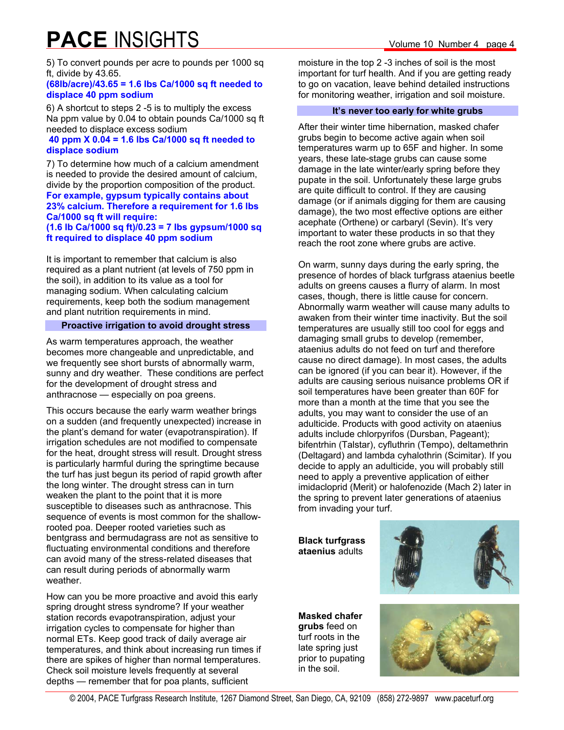5) To convert pounds per acre to pounds per 1000 sq ft, divide by 43.65.

**(68lb/acre)/43.65 = 1.6 lbs Ca/1000 sq ft needed to displace 40 ppm sodium**

6) A shortcut to steps 2 -5 is to multiply the excess Na ppm value by 0.04 to obtain pounds Ca/1000 sq ft needed to displace excess sodium

**40 ppm X 0.04 = 1.6 lbs Ca/1000 sq ft needed to displace sodium**

7) To determine how much of a calcium amendment is needed to provide the desired amount of calcium, divide by the proportion composition of the product. **For example, gypsum typically contains about 23% calcium. Therefore a requirement for 1.6 lbs Ca/1000 sq ft will require:**

**(1.6 lb Ca/1000 sq ft)/0.23 = 7 lbs gypsum/1000 sq ft required to displace 40 ppm sodium**

It is important to remember that calcium is also required as a plant nutrient (at levels of 750 ppm in the soil), in addition to its value as a tool for managing sodium. When calculating calcium requirements, keep both the sodium management and plant nutrition requirements in mind.

## Proactive irrigation to avoid drought stress

As warm temperatures approach, the weather becomes more changeable and unpredictable, and we frequently see short bursts of abnormally warm, sunny and dry weather. These conditions are perfect for the development of drought stress and anthracnose — especially on poa greens.

This occurs because the early warm weather brings on a sudden (and frequently unexpected) increase in the plant's demand for water (evapotranspiration). If irrigation schedules are not modified to compensate for the heat, drought stress will result. Drought stress is particularly harmful during the springtime because the turf has just begun its period of rapid growth after the long winter. The drought stress can in turn weaken the plant to the point that it is more susceptible to diseases such as anthracnose. This sequence of events is most common for the shallow-rooted poa. Deeper rooted varieties such as bentgrass and bermudagrass are not as sensitive to fluctuating environmental conditions and therefore can avoid many of the stress-related diseases that can result during periods of abnormally warm weather.

How can you be more proactive and avoid this early spring drought stress syndrome? If your weather station records evapotranspiration, adjust your irrigation cycles to compensate for higher than normal ETs. Keep good track of daily average air temperatures, and think about increasing run times if there are spikes of higher than normal temperatures. Check soil moisture levels frequently at several depths — remember that for poa plants, sufficient moisture in the top 2 -3 inches of soil is the most important for turf health. And if you are getting ready to go on vacation, leave behind detailed instructions for monitoring weather, irrigation and soil moisture.

## It's never too early for white grubs

After their winter time hibernation, masked chafer grubs begin to become active again when soil temperatures warm up to 65F and higher. In some years, these late-stage grubs can cause some damage in the late winter/early spring before they pupate in the soil. Unfortunately these large grubs are quite difficult to control. If they are causing damage (or if animals digging for them are causing damage), the two most effective options are either acephate (Orthene) or carbaryl (Sevin). It's very important to water these products in so that they reach the root zone where grubs are active.

On warm, sunny days during the early spring, the presence of hordes of black turfgrass ataenius beetle adults on greens causes a flurry of alarm. In most cases, though, there is little cause for concern. Abnormally warm weather will cause many adults to awaken from their winter time inactivity. But the soil temperatures are usually still too cool for eggs and damaging small grubs to develop (remember, ataenius adults do not feed on turf and therefore cause no direct damage). In most cases, the adults can be ignored (if you can bear it). However, if the adults are causing serious nuisance problems OR if soil temperatures have been greater than 60F for more than a month at the time that you see the adults, you may want to consider the use of an adulticide. Products with good activity on ataenius adults include chlorpyrifos (Dursban, Pageant); bifentrhin (Talstar), cyfluthrin (Tempo), deltamethrin (Deltagard) and lambda cyhalothrin (Scimitar). If you decide to apply an adulticide, you will probably still need to apply a preventive application of either imidacloprid (Merit) or halofenozide (Mach 2) later in the spring to prevent later generations of ataenius from invading your turf.

**Black turfgrass ataenius** adults

**Masked chafer grubs** feed on turf roots in the late spring just prior to pupating in the soil.

© 2004, PACE Turfgrass Research Institute, 1267 Diamond Street, San Diego, CA, 92109 (858) 272-9897 www.paceturf.org